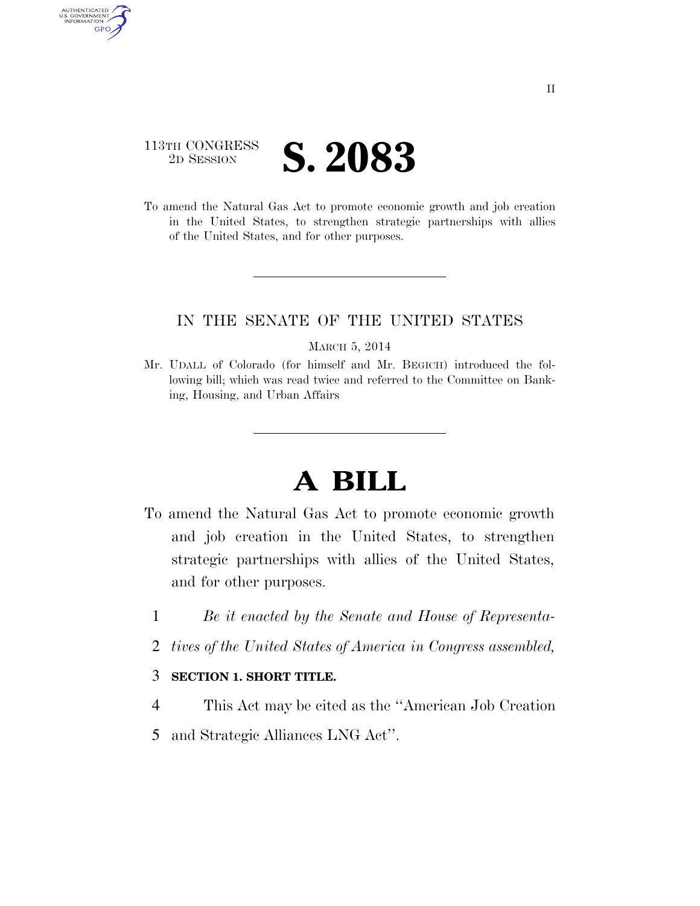113TH CONGRESS
2D SESSION

# S. 2083

To amend the Natural Gas Act to promote economic growth and job creation in the United States, to strengthen strategic partnerships with allies of the United States, and for other purposes.

---

IN THE SENATE OF THE UNITED STATES

MARCH 5, 2014

Mr. UDALL of Colorado (for himself and Mr. BEGICH) introduced the following bill; which was read twice and referred to the Committee on Banking, Housing, and Urban Affairs

---

# A BILL

To amend the Natural Gas Act to promote economic growth and job creation in the United States, to strengthen strategic partnerships with allies of the United States, and for other purposes.

1 *Be it enacted by the Senate and House of Representa-*
2 *tives of the United States of America in Congress assembled,*

3 **SECTION 1. SHORT TITLE.**

4 This Act may be cited as the ''American Job Creation
5 and Strategic Alliances LNG Act''.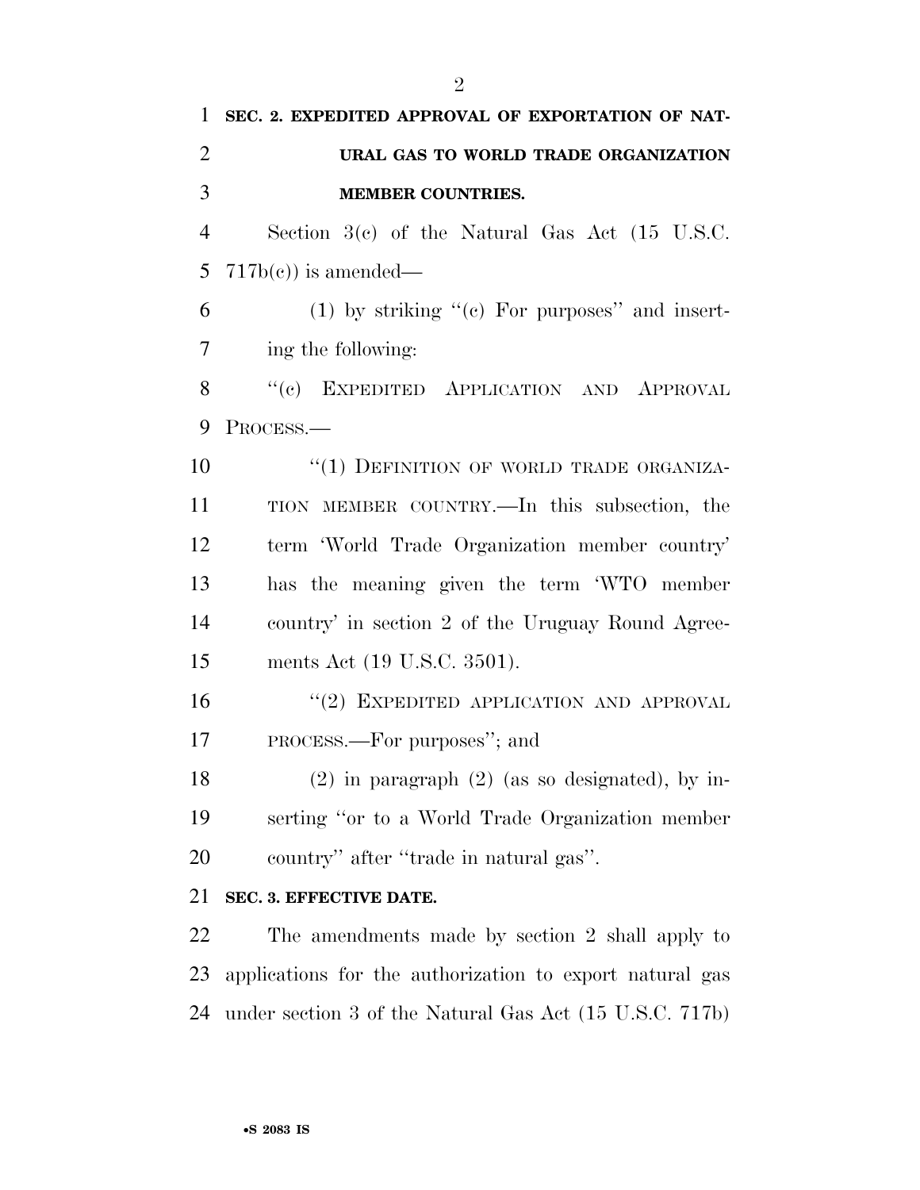**SEC. 2. EXPEDITED APPROVAL OF EXPORTATION OF NATURAL GAS TO WORLD TRADE ORGANIZATION MEMBER COUNTRIES.**

Section 3(c) of the Natural Gas Act (15 U.S.C. 717b(c)) is amended—

(1) by striking ''(c) For purposes'' and inserting the following:

''(c) EXPEDITED APPLICATION AND APPROVAL PROCESS.—

''(1) DEFINITION OF WORLD TRADE ORGANIZATION MEMBER COUNTRY.—In this subsection, the term 'World Trade Organization member country' has the meaning given the term 'WTO member country' in section 2 of the Uruguay Round Agreements Act (19 U.S.C. 3501).

''(2) EXPEDITED APPLICATION AND APPROVAL PROCESS.—For purposes''; and

(2) in paragraph (2) (as so designated), by inserting ''or to a World Trade Organization member country'' after ''trade in natural gas''.

**SEC. 3. EFFECTIVE DATE.**

The amendments made by section 2 shall apply to applications for the authorization to export natural gas under section 3 of the Natural Gas Act (15 U.S.C. 717b)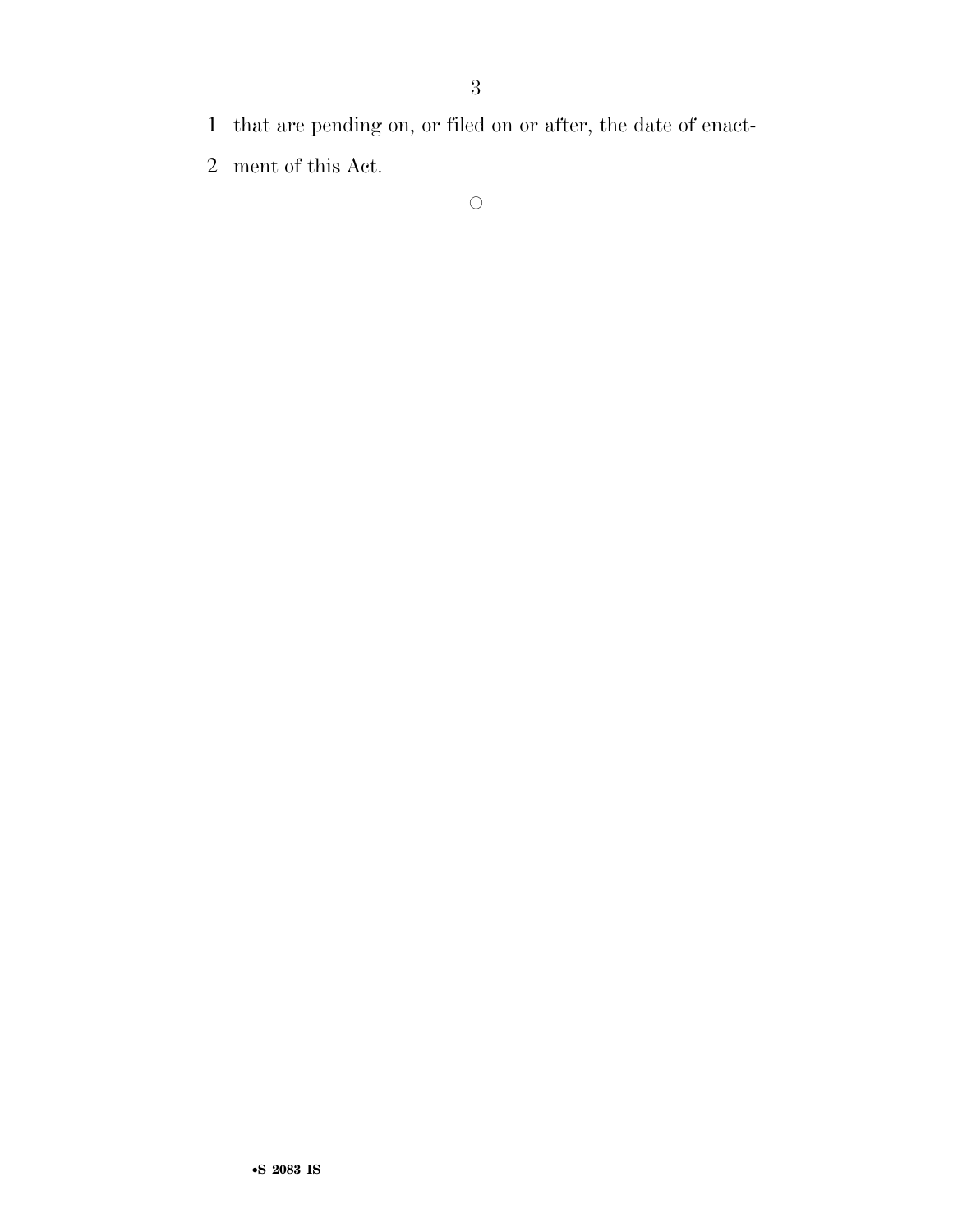that are pending on, or filed on or after, the date of enactment of this Act.